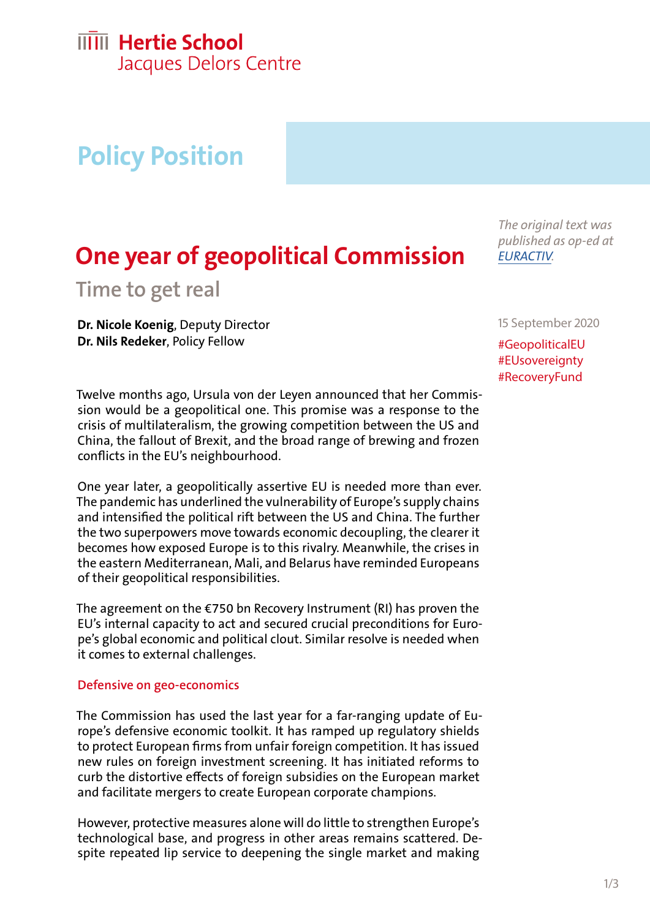**Hertie School**
Jacques Delors Centre

## Policy Position

*The original text was published as op-ed at [EURACTIV](EURACTIV).*

# One year of geopolitical Commission

## Time to get real

**Dr. Nicole Koenig**, Deputy Director
**Dr. Nils Redeker**, Policy Fellow

15 September 2020

#GeopoliticalEU
#EUsovereignty
#RecoveryFund

Twelve months ago, Ursula von der Leyen announced that her Commission would be a geopolitical one. This promise was a response to the crisis of multilateralism, the growing competition between the US and China, the fallout of Brexit, and the broad range of brewing and frozen conflicts in the EU's neighbourhood.

One year later, a geopolitically assertive EU is needed more than ever. The pandemic has underlined the vulnerability of Europe's supply chains and intensified the political rift between the US and China. The further the two superpowers move towards economic decoupling, the clearer it becomes how exposed Europe is to this rivalry. Meanwhile, the crises in the eastern Mediterranean, Mali, and Belarus have reminded Europeans of their geopolitical responsibilities.

The agreement on the €750 bn Recovery Instrument (RI) has proven the EU's internal capacity to act and secured crucial preconditions for Europe's global economic and political clout. Similar resolve is needed when it comes to external challenges.

### Defensive on geo-economics

The Commission has used the last year for a far-ranging update of Europe's defensive economic toolkit. It has ramped up regulatory shields to protect European firms from unfair foreign competition. It has issued new rules on foreign investment screening. It has initiated reforms to curb the distortive effects of foreign subsidies on the European market and facilitate mergers to create European corporate champions.

However, protective measures alone will do little to strengthen Europe's technological base, and progress in other areas remains scattered. Despite repeated lip service to deepening the single market and making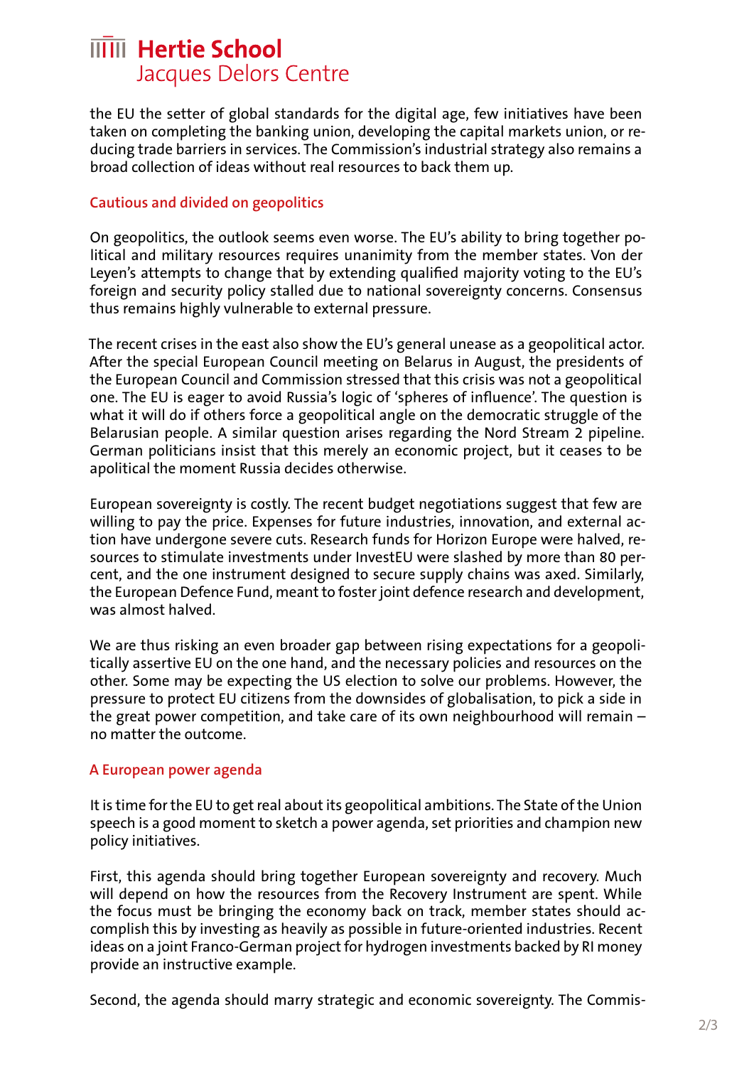the EU the setter of global standards for the digital age, few initiatives have been taken on completing the banking union, developing the capital markets union, or reducing trade barriers in services. The Commission's industrial strategy also remains a broad collection of ideas without real resources to back them up.

## Cautious and divided on geopolitics

On geopolitics, the outlook seems even worse. The EU's ability to bring together political and military resources requires unanimity from the member states. Von der Leyen's attempts to change that by extending qualified majority voting to the EU's foreign and security policy stalled due to national sovereignty concerns. Consensus thus remains highly vulnerable to external pressure.

The recent crises in the east also show the EU's general unease as a geopolitical actor. After the special European Council meeting on Belarus in August, the presidents of the European Council and Commission stressed that this crisis was not a geopolitical one. The EU is eager to avoid Russia's logic of 'spheres of influence'. The question is what it will do if others force a geopolitical angle on the democratic struggle of the Belarusian people. A similar question arises regarding the Nord Stream 2 pipeline. German politicians insist that this merely an economic project, but it ceases to be apolitical the moment Russia decides otherwise.

European sovereignty is costly. The recent budget negotiations suggest that few are willing to pay the price. Expenses for future industries, innovation, and external action have undergone severe cuts. Research funds for Horizon Europe were halved, resources to stimulate investments under InvestEU were slashed by more than 80 percent, and the one instrument designed to secure supply chains was axed. Similarly, the European Defence Fund, meant to foster joint defence research and development, was almost halved.

We are thus risking an even broader gap between rising expectations for a geopolitically assertive EU on the one hand, and the necessary policies and resources on the other. Some may be expecting the US election to solve our problems. However, the pressure to protect EU citizens from the downsides of globalisation, to pick a side in the great power competition, and take care of its own neighbourhood will remain – no matter the outcome.

## A European power agenda

It is time for the EU to get real about its geopolitical ambitions. The State of the Union speech is a good moment to sketch a power agenda, set priorities and champion new policy initiatives.

First, this agenda should bring together European sovereignty and recovery. Much will depend on how the resources from the Recovery Instrument are spent. While the focus must be bringing the economy back on track, member states should accomplish this by investing as heavily as possible in future-oriented industries. Recent ideas on a joint Franco-German project for hydrogen investments backed by RI money provide an instructive example.

Second, the agenda should marry strategic and economic sovereignty. The Commis-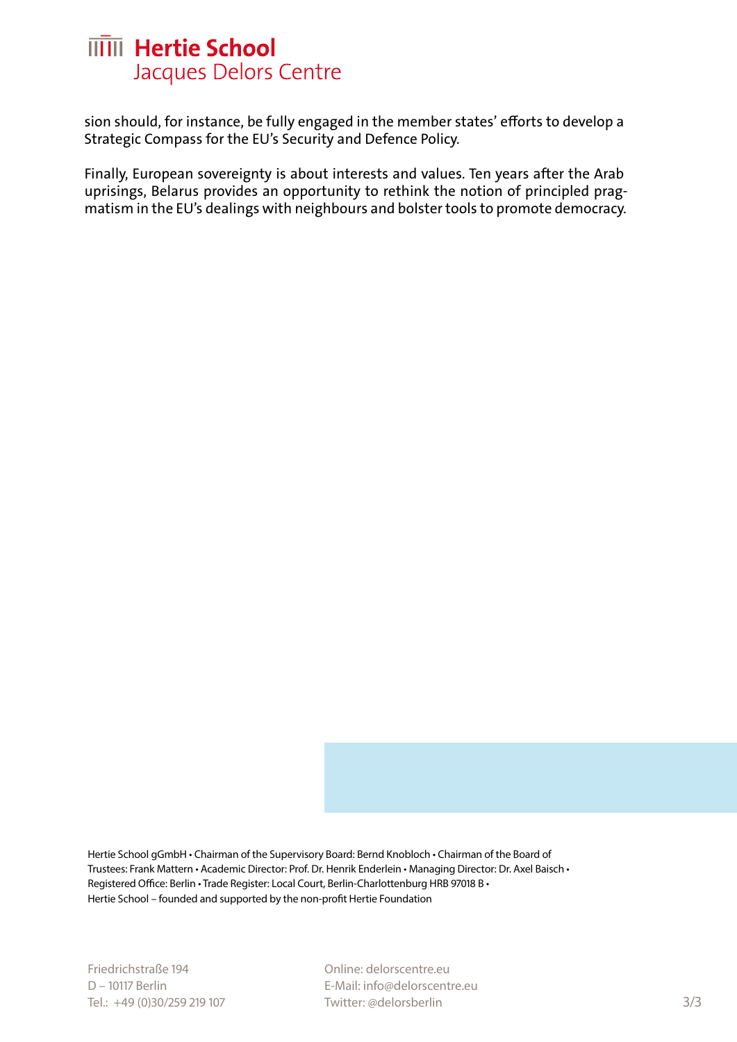sion should, for instance, be fully engaged in the member states' efforts to develop a Strategic Compass for the EU's Security and Defence Policy.

Finally, European sovereignty is about interests and values. Ten years after the Arab uprisings, Belarus provides an opportunity to rethink the notion of principled pragmatism in the EU's dealings with neighbours and bolster tools to promote democracy.

Hertie School gGmbH • Chairman of the Supervisory Board: Bernd Knobloch • Chairman of the Board of Trustees: Frank Mattern • Academic Director: Prof. Dr. Henrik Enderlein • Managing Director: Dr. Axel Baisch • Registered Office: Berlin • Trade Register: Local Court, Berlin-Charlottenburg HRB 97018 B • Hertie School – founded and supported by the non-profit Hertie Foundation

Friedrichstraße 194
D – 10117 Berlin
Tel.: +49 (0)30/259 219 107

Online: delorscentre.eu
E-Mail: info@delorscentre.eu
Twitter: @delorsberlin